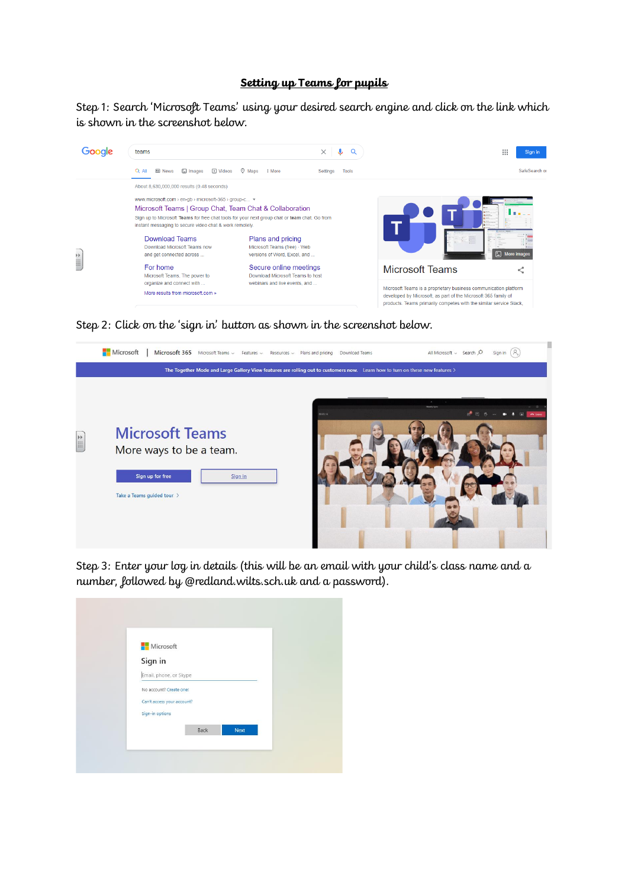# Setting up Teams for pupils

Step 1: Search 'Microsoft Teams' using your desired search engine and click on the link which is shown in the screenshot below.

Step 2: Click on the 'sign in' button as shown in the screenshot below.

Step 3: Enter your log in details (this will be an email with your child's class name and a number, followed by @redland.wilts.sch.uk and a password).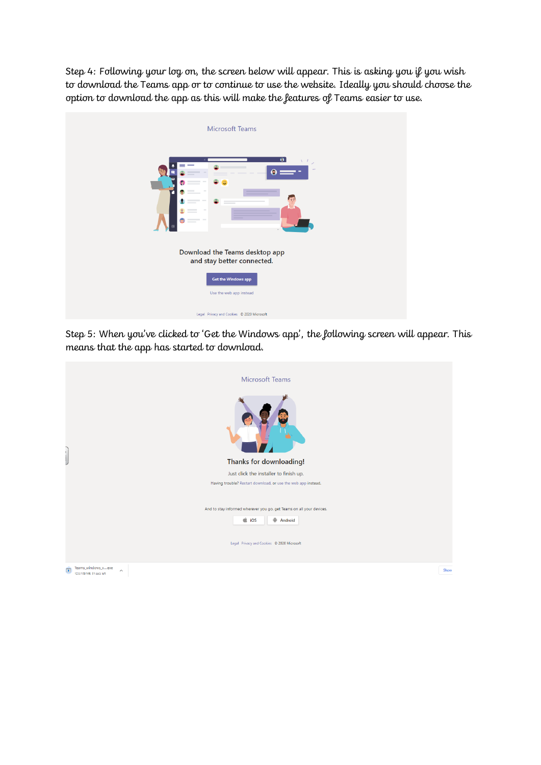Step 4: Following your log on, the screen below will appear. This is asking you if you wish to download the Teams app or to continue to use the website. Ideally you should choose the option to download the app as this will make the features of Teams easier to use.

Microsoft Teams

Download the Teams desktop app and stay better connected.

Get the Windows app

Use the web app instead

Legal Privacy and Cookies © 2020 Microsoft

Step 5: When you've clicked to 'Get the Windows app', the following screen will appear. This means that the app has started to download.

Microsoft Teams

Thanks for downloading!

Just click the installer to finish up.

Having trouble? Restart download, or use the web app instead.

And to stay informed wherever you go, get Teams on all your devices.

iOS Android

Legal Privacy and Cookies © 2020 Microsoft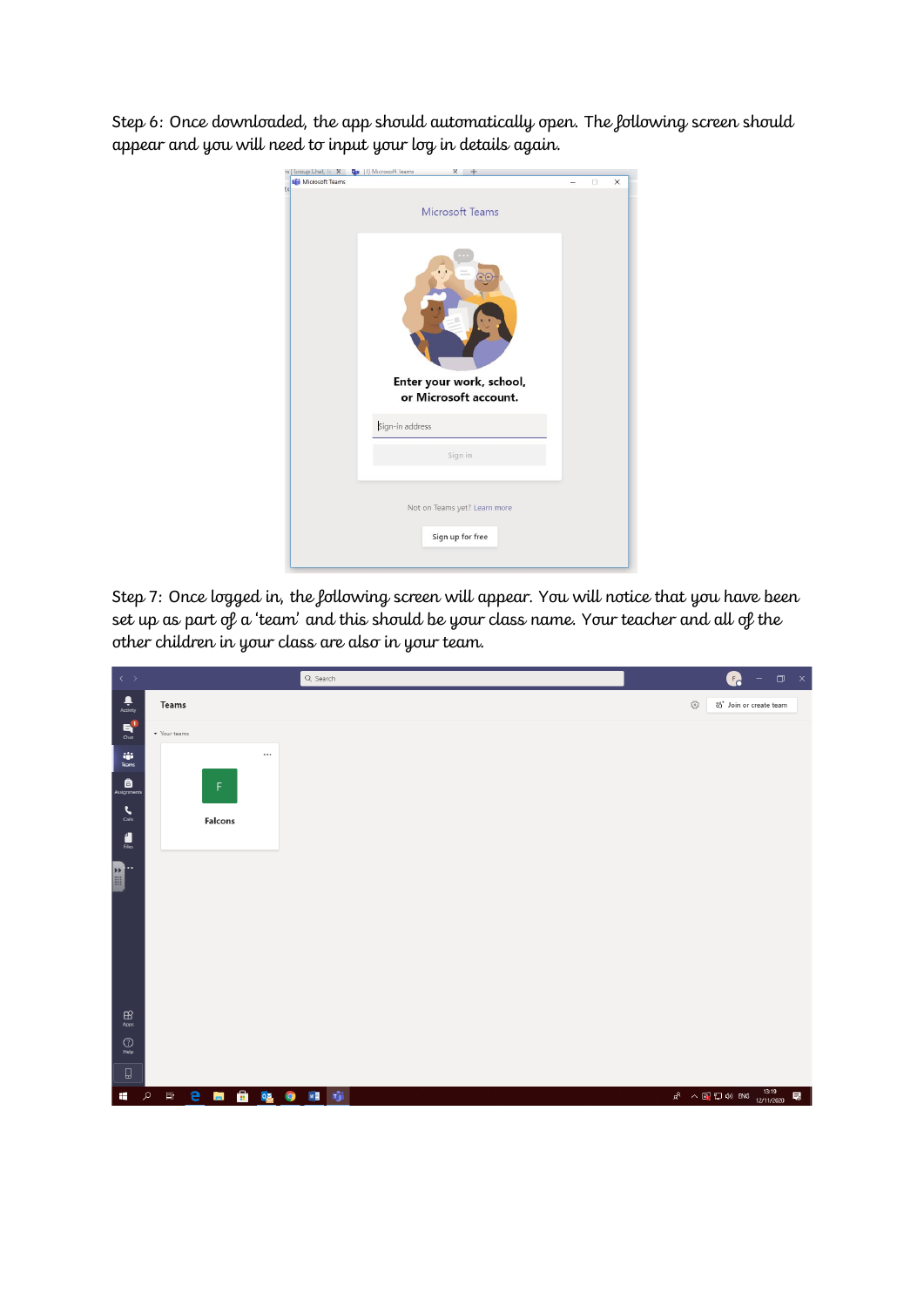Step 6: Once downloaded, the app should automatically open. The following screen should appear and you will need to input your log in details again.

Step 7: Once logged in, the following screen will appear. You will notice that you have been set up as part of a 'team' and this should be your class name. Your teacher and all of the other children in your class are also in your team.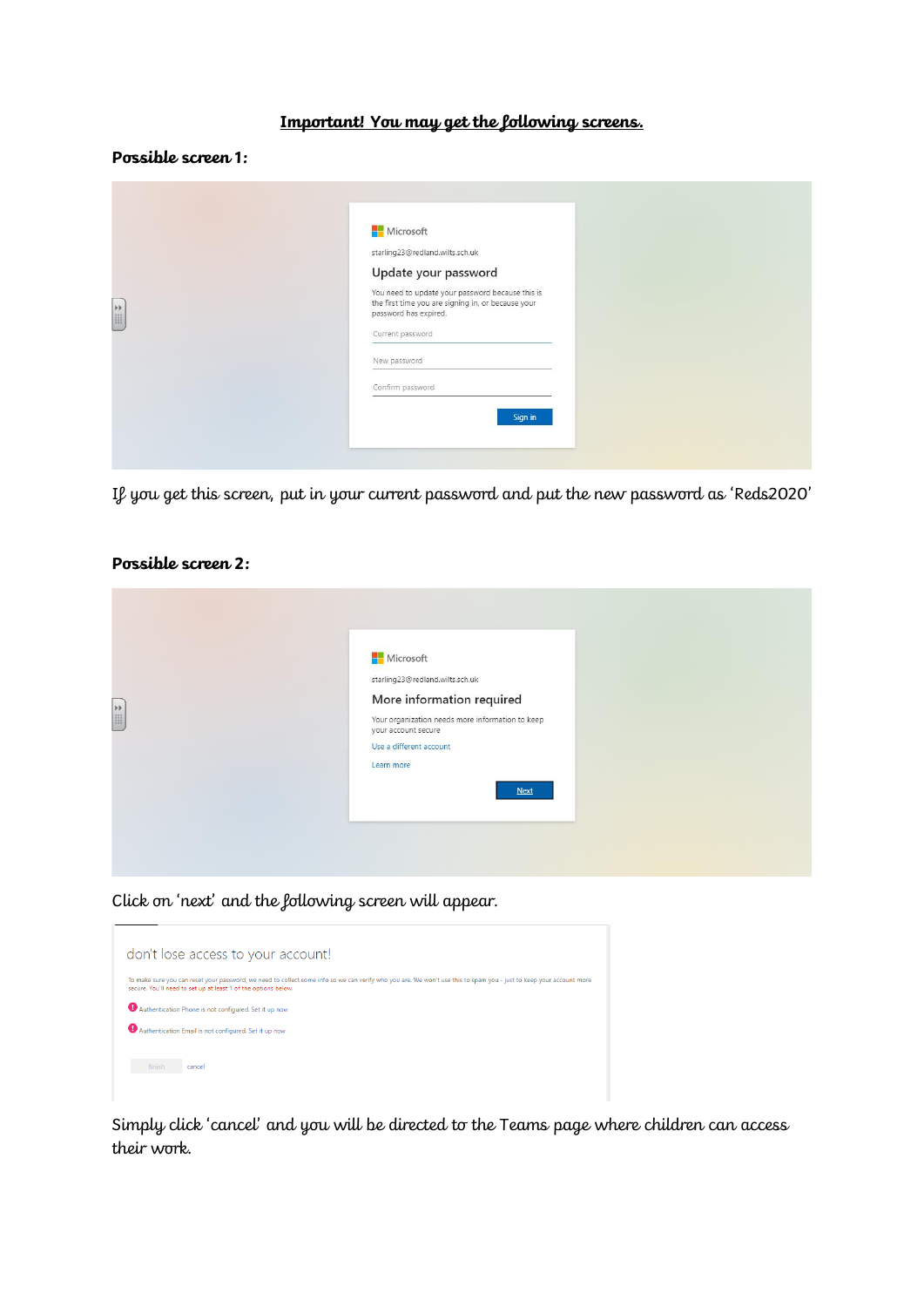**Important! You may get the following screens.**

**Possible screen 1:**

If you get this screen, put in your current password and put the new password as 'Reds2020'

**Possible screen 2:**

Click on 'next' and the following screen will appear.

Simply click 'cancel' and you will be directed to the Teams page where children can access their work.